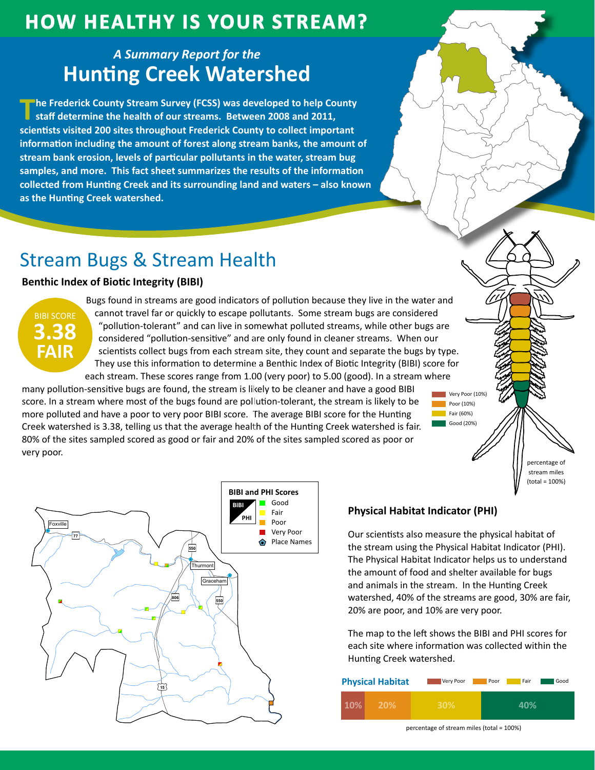# HOW HEALTHY IS YOUR STREAM?

*A Summary Report for the*

## Hunting Creek Watershed

**The Frederick County Stream Survey (FCSS) was developed to help County staff determine the health of our streams. Between 2008 and 2011, scientists visited 200 sites throughout Frederick County to collect important information including the amount of forest along stream banks, the amount of stream bank erosion, levels of particular pollutants in the water, stream bug samples, and more. This fact sheet summarizes the results of the information collected from Hunting Creek and its surrounding land and waters – also known as the Hunting Creek watershed.**

## Stream Bugs & Stream Health

### Benthic Index of Biotic Integrity (BIBI)

BIBI SCORE **3.38 FAIR**

Bugs found in streams are good indicators of pollution because they live in the water and cannot travel far or quickly to escape pollutants. Some stream bugs are considered "pollution-tolerant" and can live in somewhat polluted streams, while other bugs are considered "pollution-sensitive" and are only found in cleaner streams. When our scientists collect bugs from each stream site, they count and separate the bugs by type. They use this information to determine a Benthic Index of Biotic Integrity (BIBI) score for each stream. These scores range from 1.00 (very poor) to 5.00 (good). In a stream where many pollution-sensitive bugs are found, the stream is likely to be cleaner and have a good BIBI score. In a stream where most of the bugs found are pollution-tolerant, the stream is likely to be more polluted and have a poor to very poor BIBI score. The average BIBI score for the Hunting Creek watershed is 3.38, telling us that the average health of the Hunting Creek watershed is fair. 80% of the sites sampled scored as good or fair and 20% of the sites sampled scored as poor or very poor.

Very Poor (10%)
Poor (10%)
Fair (60%)
Good (20%)

percentage of stream miles (total = 100%)

**BIBI and PHI Scores**

- Good
- Fair
- Poor
- Very Poor
- Place Names

Foxville, Thurmont, Graceham, 77, 550, 806, 15

### Physical Habitat Indicator (PHI)

Our scientists also measure the physical habitat of the stream using the Physical Habitat Indicator (PHI). The Physical Habitat Indicator helps us to understand the amount of food and shelter available for bugs and animals in the stream. In the Hunting Creek watershed, 40% of the streams are good, 30% are fair, 20% are poor, and 10% are very poor.

The map to the left shows the BIBI and PHI scores for each site where information was collected within the Hunting Creek watershed.

**Physical Habitat**

| Very Poor | Poor | Fair | Good |
|---|---|---|---|
| 10% | 20% | 30% | 40% |

percentage of stream miles (total = 100%)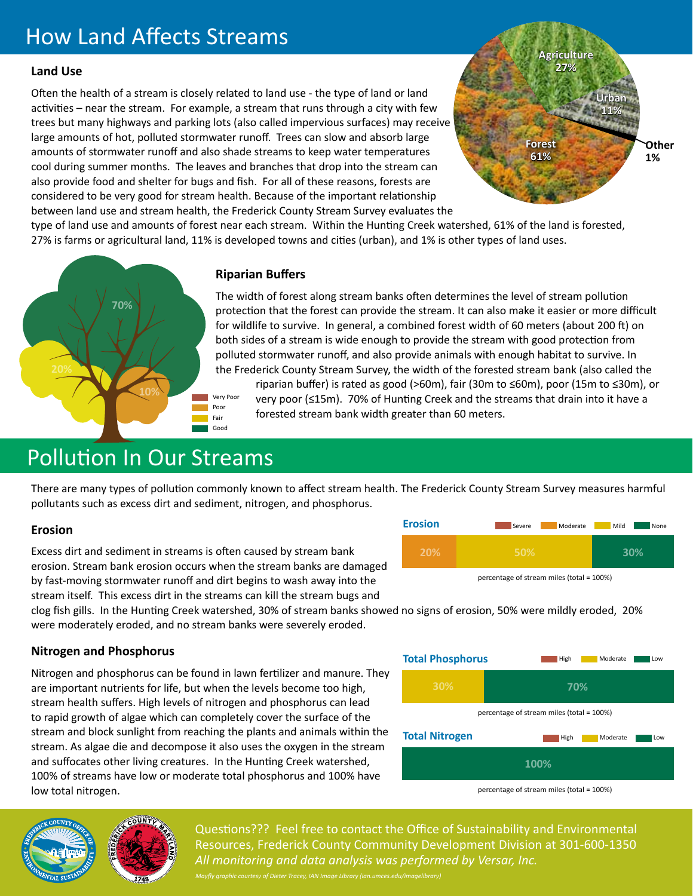# How Land Affects Streams

### Land Use

Often the health of a stream is closely related to land use - the type of land or land activities – near the stream. For example, a stream that runs through a city with few trees but many highways and parking lots (also called impervious surfaces) may receive large amounts of hot, polluted stormwater runoff. Trees can slow and absorb large amounts of stormwater runoff and also shade streams to keep water temperatures cool during summer months. The leaves and branches that drop into the stream can also provide food and shelter for bugs and fish. For all of these reasons, forests are considered to be very good for stream health. Because of the important relationship between land use and stream health, the Frederick County Stream Survey evaluates the type of land use and amounts of forest near each stream. Within the Hunting Creek watershed, 61% of the land is forested, 27% is farms or agricultural land, 11% is developed towns and cities (urban), and 1% is other types of land uses.

Agriculture 27%
Urban 11%
Other 1%
Forest 61%

### Riparian Buffers

The width of forest along stream banks often determines the level of stream pollution protection that the forest can provide the stream. It can also make it easier or more difficult for wildlife to survive. In general, a combined forest width of 60 meters (about 200 ft) on both sides of a stream is wide enough to provide the stream with good protection from polluted stormwater runoff, and also provide animals with enough habitat to survive. In the Frederick County Stream Survey, the width of the forested stream bank (also called the riparian buffer) is rated as good (>60m), fair (30m to ≤60m), poor (15m to ≤30m), or very poor (≤15m). 70% of Hunting Creek and the streams that drain into it have a forested stream bank width greater than 60 meters.

70%
20%
10%
Very Poor
Poor
Fair
Good

# Pollution In Our Streams

There are many types of pollution commonly known to affect stream health. The Frederick County Stream Survey measures harmful pollutants such as excess dirt and sediment, nitrogen, and phosphorus.

### Erosion

Excess dirt and sediment in streams is often caused by stream bank erosion. Stream bank erosion occurs when the stream banks are damaged by fast-moving stormwater runoff and dirt begins to wash away into the stream itself. This excess dirt in the streams can kill the stream bugs and clog fish gills. In the Hunting Creek watershed, 30% of stream banks showed no signs of erosion, 50% were mildly eroded, 20% were moderately eroded, and no stream banks were severely eroded.

**Erosion**
Severe Moderate Mild None
20% 50% 30%
percentage of stream miles (total = 100%)

### Nitrogen and Phosphorus

Nitrogen and phosphorus can be found in lawn fertilizer and manure. They are important nutrients for life, but when the levels become too high, stream health suffers. High levels of nitrogen and phosphorus can lead to rapid growth of algae which can completely cover the surface of the stream and block sunlight from reaching the plants and animals within the stream. As algae die and decompose it also uses the oxygen in the stream and suffocates other living creatures. In the Hunting Creek watershed, 100% of streams have low or moderate total phosphorus and 100% have low total nitrogen.

**Total Phosphorus**
High Moderate Low
30% 70%
percentage of stream miles (total = 100%)

**Total Nitrogen**
High Moderate Low
100%
percentage of stream miles (total = 100%)

Questions??? Feel free to contact the Office of Sustainability and Environmental Resources, Frederick County Community Development Division at 301-600-1350

*All monitoring and data analysis was performed by Versar, Inc.*

*Mayfly graphic courtesy of Dieter Tracey, IAN Image Library (ian.umces.edu/imagelibrary)*